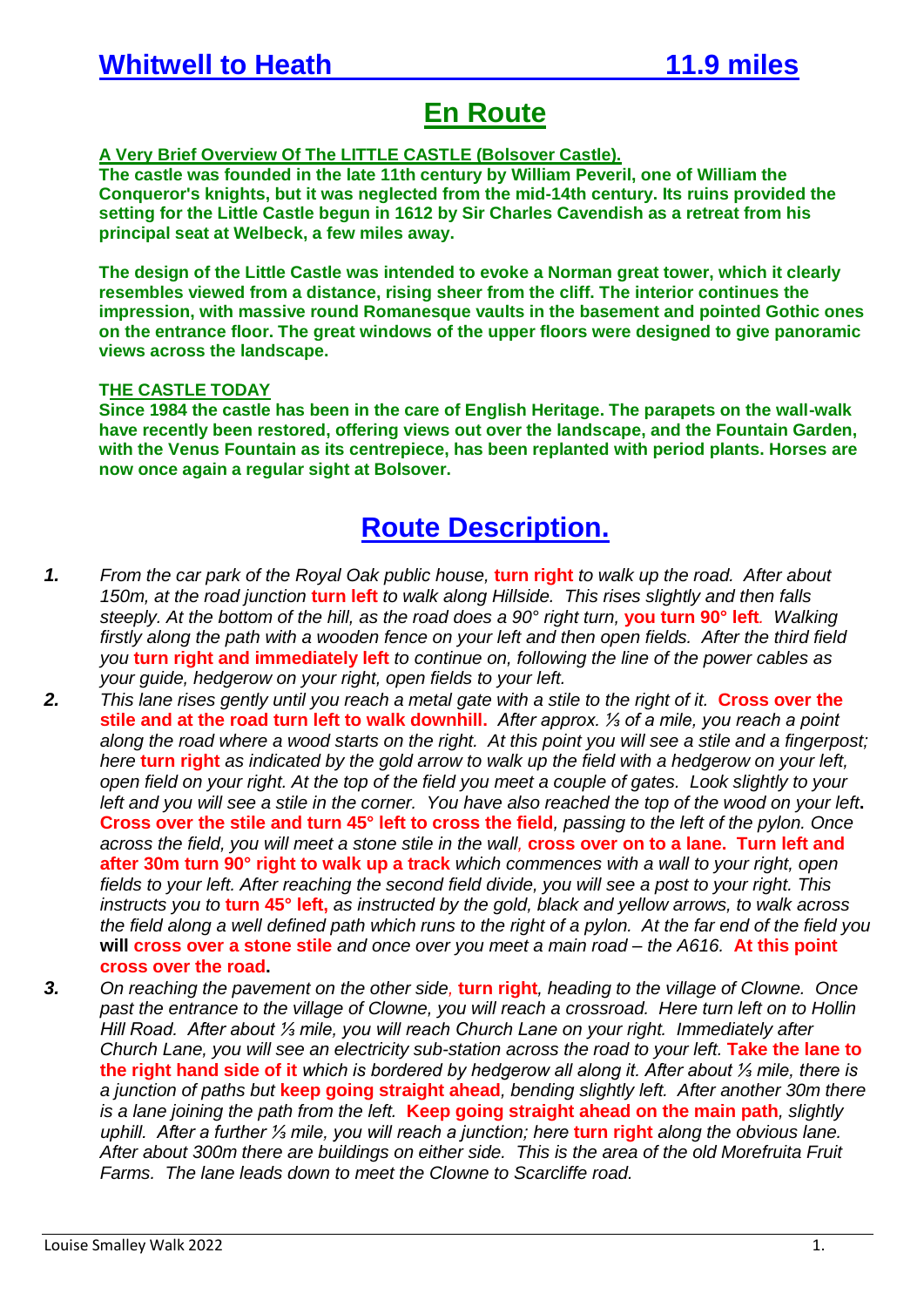# Whitwell to Heath 11.9 miles

## En Route

**A Very Brief Overview Of The LITTLE CASTLE (Bolsover Castle).**
**The castle was founded in the late 11th century by William Peveril, one of William the Conqueror's knights, but it was neglected from the mid-14th century. Its ruins provided the setting for the Little Castle begun in 1612 by Sir Charles Cavendish as a retreat from his principal seat at Welbeck, a few miles away.**

**The design of the Little Castle was intended to evoke a Norman great tower, which it clearly resembles viewed from a distance, rising sheer from the cliff. The interior continues the impression, with massive round Romanesque vaults in the basement and pointed Gothic ones on the entrance floor. The great windows of the upper floors were designed to give panoramic views across the landscape.**

**THE CASTLE TODAY**
**Since 1984 the castle has been in the care of English Heritage. The parapets on the wall-walk have recently been restored, offering views out over the landscape, and the Fountain Garden, with the Venus Fountain as its centrepiece, has been replanted with period plants. Horses are now once again a regular sight at Bolsover.**

## Route Description.

**1.** *From the car park of the Royal Oak public house,* **turn right** *to walk up the road. After about 150m, at the road junction* **turn left** *to walk along Hillside. This rises slightly and then falls steeply. At the bottom of the hill, as the road does a 90° right turn,* **you turn 90° left***. Walking firstly along the path with a wooden fence on your left and then open fields. After the third field you* **turn right and immediately left** *to continue on, following the line of the power cables as your guide, hedgerow on your right, open fields to your left.*

**2.** *This lane rises gently until you reach a metal gate with a stile to the right of it.* **Cross over the stile and at the road turn left to walk downhill.** *After approx. ⅓ of a mile, you reach a point along the road where a wood starts on the right. At this point you will see a stile and a fingerpost; here* **turn right** *as indicated by the gold arrow to walk up the field with a hedgerow on your left, open field on your right. At the top of the field you meet a couple of gates. Look slightly to your left and you will see a stile in the corner. You have also reached the top of the wood on your left***.** **Cross over the stile and turn 45° left to cross the field***, passing to the left of the pylon. Once across the field, you will meet a stone stile in the wall,* **cross over on to a lane. Turn left and after 30m turn 90° right to walk up a track** *which commences with a wall to your right, open fields to your left. After reaching the second field divide, you will see a post to your right. This instructs you to* **turn 45° left,** *as instructed by the gold, black and yellow arrows, to walk across the field along a well defined path which runs to the right of a pylon. At the far end of the field you* **will cross over a stone stile** *and once over you meet a main road – the A616.* **At this point cross over the road.**

**3.** *On reaching the pavement on the other side,* **turn right***, heading to the village of Clowne. Once past the entrance to the village of Clowne, you will reach a crossroad. Here turn left on to Hollin Hill Road. After about ⅓ mile, you will reach Church Lane on your right. Immediately after Church Lane, you will see an electricity sub-station across the road to your left.* **Take the lane to the right hand side of it** *which is bordered by hedgerow all along it. After about ⅓ mile, there is a junction of paths but* **keep going straight ahead***, bending slightly left. After another 30m there is a lane joining the path from the left.* **Keep going straight ahead on the main path***, slightly uphill. After a further ⅓ mile, you will reach a junction; here* **turn right** *along the obvious lane. After about 300m there are buildings on either side. This is the area of the old Morefruita Fruit Farms. The lane leads down to meet the Clowne to Scarcliffe road.*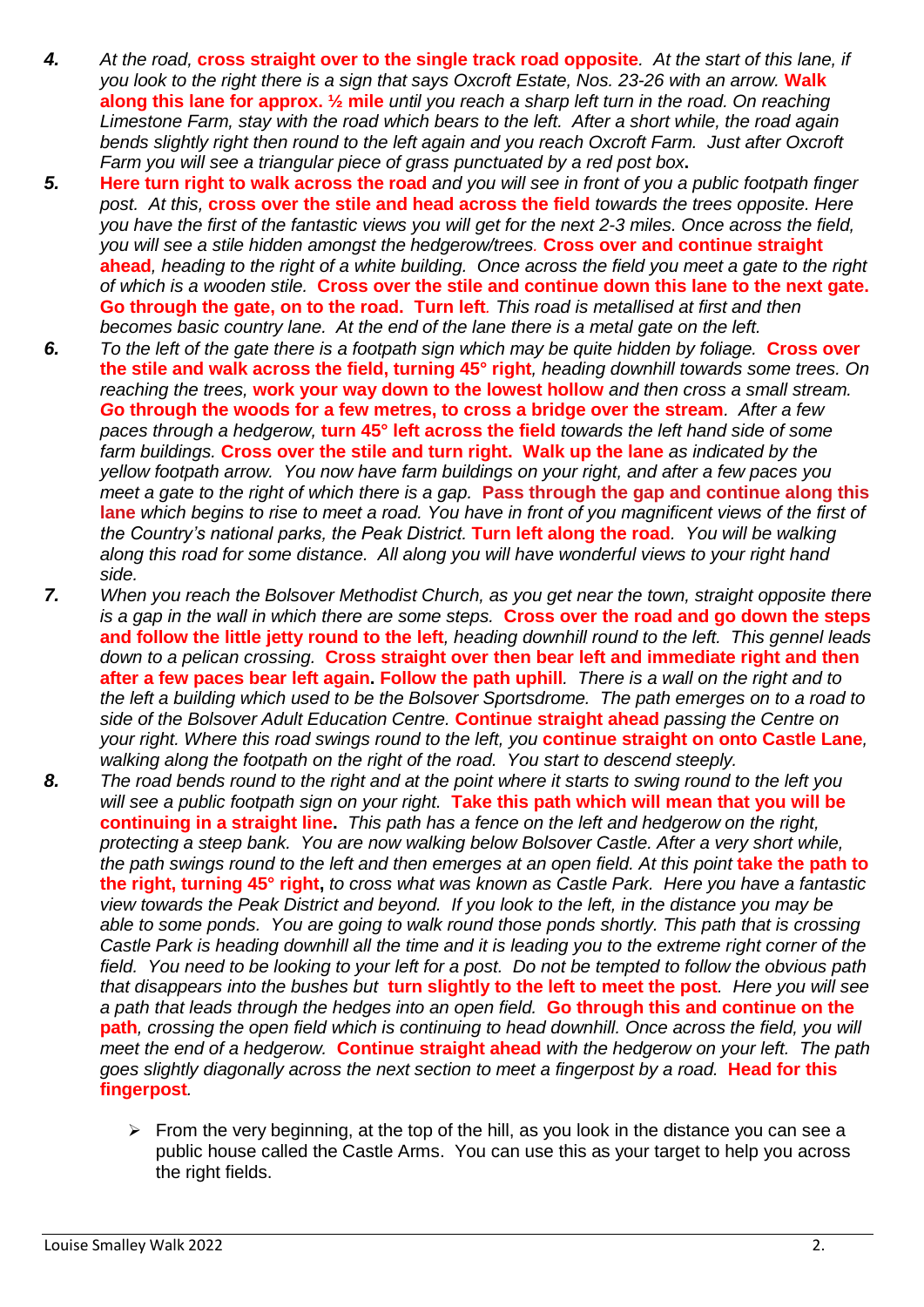**4.** *At the road,* **cross straight over to the single track road opposite***. At the start of this lane, if you look to the right there is a sign that says Oxcroft Estate, Nos. 23-26 with an arrow.* **Walk along this lane for approx. ½ mile** *until you reach a sharp left turn in the road. On reaching Limestone Farm, stay with the road which bears to the left. After a short while, the road again bends slightly right then round to the left again and you reach Oxcroft Farm. Just after Oxcroft Farm you will see a triangular piece of grass punctuated by a red post box***.**

**5.** **Here turn right to walk across the road** *and you will see in front of you a public footpath finger post. At this,* **cross over the stile and head across the field** *towards the trees opposite. Here you have the first of the fantastic views you will get for the next 2-3 miles. Once across the field, you will see a stile hidden amongst the hedgerow/trees.* **Cross over and continue straight ahead***, heading to the right of a white building. Once across the field you meet a gate to the right of which is a wooden stile.* **Cross over the stile and continue down this lane to the next gate. Go through the gate, on to the road. Turn left***. This road is metallised at first and then becomes basic country lane. At the end of the lane there is a metal gate on the left.*

**6.** *To the left of the gate there is a footpath sign which may be quite hidden by foliage.* **Cross over the stile and walk across the field, turning 45° right***, heading downhill towards some trees. On reaching the trees,* **work your way down to the lowest hollow** *and then cross a small stream.* **Go through the woods for a few metres, to cross a bridge over the stream***. After a few paces through a hedgerow,* **turn 45° left across the field** *towards the left hand side of some farm buildings.* **Cross over the stile and turn right. Walk up the lane** *as indicated by the yellow footpath arrow. You now have farm buildings on your right, and after a few paces you meet a gate to the right of which there is a gap.* **Pass through the gap and continue along this lane** *which begins to rise to meet a road. You have in front of you magnificent views of the first of the Country's national parks, the Peak District.* **Turn left along the road***. You will be walking along this road for some distance. All along you will have wonderful views to your right hand side.*

**7.** *When you reach the Bolsover Methodist Church, as you get near the town, straight opposite there is a gap in the wall in which there are some steps.* **Cross over the road and go down the steps and follow the little jetty round to the left***, heading downhill round to the left. This gennel leads down to a pelican crossing.* **Cross straight over then bear left and immediate right and then after a few paces bear left again. Follow the path uphill***. There is a wall on the right and to the left a building which used to be the Bolsover Sportsdrome. The path emerges on to a road to side of the Bolsover Adult Education Centre.* **Continue straight ahead** *passing the Centre on your right. Where this road swings round to the left, you* **continue straight on onto Castle Lane***, walking along the footpath on the right of the road. You start to descend steeply.*

**8.** *The road bends round to the right and at the point where it starts to swing round to the left you will see a public footpath sign on your right.* **Take this path which will mean that you will be continuing in a straight line.** *This path has a fence on the left and hedgerow on the right, protecting a steep bank. You are now walking below Bolsover Castle. After a very short while, the path swings round to the left and then emerges at an open field. At this point* **take the path to the right, turning 45° right,** *to cross what was known as Castle Park. Here you have a fantastic view towards the Peak District and beyond. If you look to the left, in the distance you may be able to some ponds. You are going to walk round those ponds shortly. This path that is crossing Castle Park is heading downhill all the time and it is leading you to the extreme right corner of the field. You need to be looking to your left for a post. Do not be tempted to follow the obvious path that disappears into the bushes but* **turn slightly to the left to meet the post***. Here you will see a path that leads through the hedges into an open field.* **Go through this and continue on the path***, crossing the open field which is continuing to head downhill. Once across the field, you will meet the end of a hedgerow.* **Continue straight ahead** *with the hedgerow on your left. The path goes slightly diagonally across the next section to meet a fingerpost by a road.* **Head for this fingerpost***.*

- From the very beginning, at the top of the hill, as you look in the distance you can see a public house called the Castle Arms. You can use this as your target to help you across the right fields.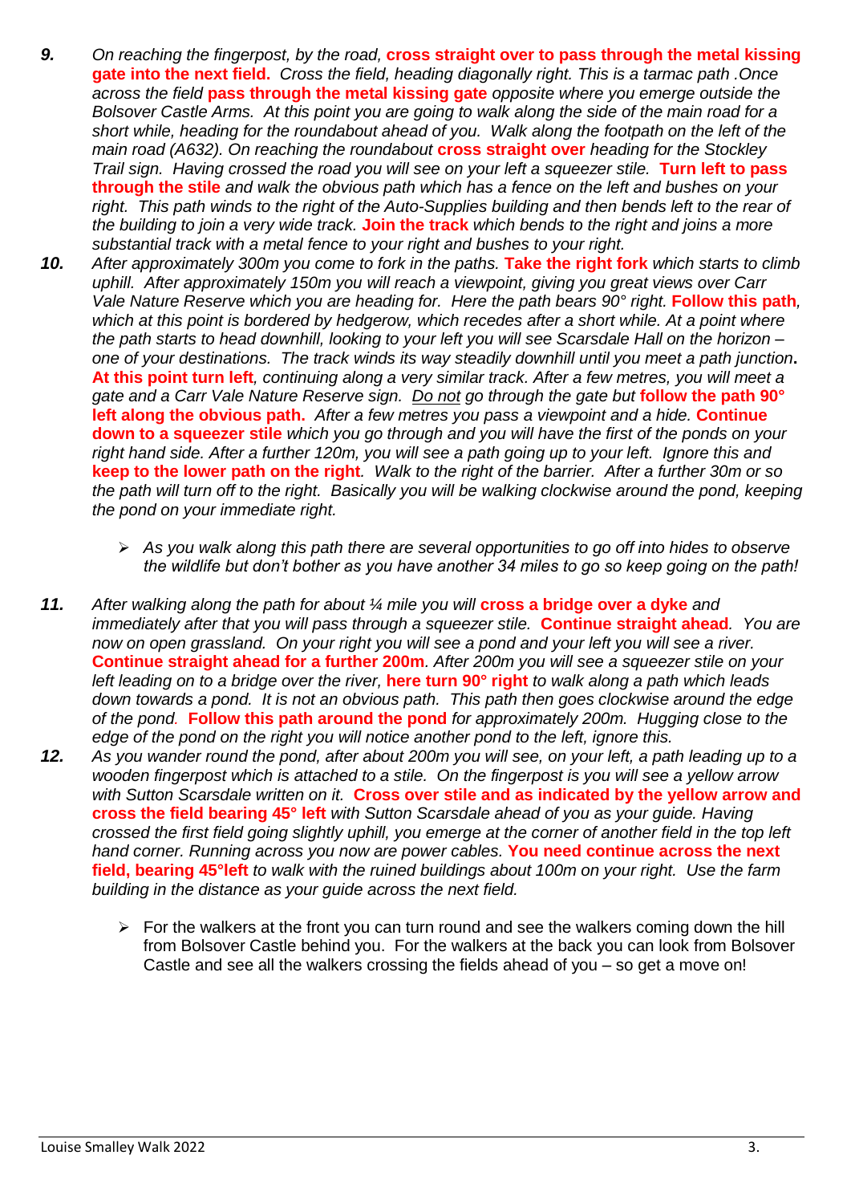***9.*** *On reaching the fingerpost, by the road,* **cross straight over to pass through the metal kissing gate into the next field.** *Cross the field, heading diagonally right. This is a tarmac path .Once across the field* **pass through the metal kissing gate** *opposite where you emerge outside the Bolsover Castle Arms. At this point you are going to walk along the side of the main road for a short while, heading for the roundabout ahead of you. Walk along the footpath on the left of the main road (A632). On reaching the roundabout* **cross straight over** *heading for the Stockley Trail sign. Having crossed the road you will see on your left a squeezer stile.* **Turn left to pass through the stile** *and walk the obvious path which has a fence on the left and bushes on your right. This path winds to the right of the Auto-Supplies building and then bends left to the rear of the building to join a very wide track.* **Join the track** *which bends to the right and joins a more substantial track with a metal fence to your right and bushes to your right.*

***10.*** *After approximately 300m you come to fork in the paths.* **Take the right fork** *which starts to climb uphill. After approximately 150m you will reach a viewpoint, giving you great views over Carr Vale Nature Reserve which you are heading for. Here the path bears 90° right.* **Follow this path***, which at this point is bordered by hedgerow, which recedes after a short while. At a point where the path starts to head downhill, looking to your left you will see Scarsdale Hall on the horizon – one of your destinations. The track winds its way steadily downhill until you meet a path junction.* **At this point turn left***, continuing along a very similar track. After a few metres, you will meet a gate and a Carr Vale Nature Reserve sign. Do not go through the gate but* **follow the path 90° left along the obvious path.** *After a few metres you pass a viewpoint and a hide.* **Continue down to a squeezer stile** *which you go through and you will have the first of the ponds on your right hand side. After a further 120m, you will see a path going up to your left. Ignore this and* **keep to the lower path on the right***. Walk to the right of the barrier. After a further 30m or so the path will turn off to the right. Basically you will be walking clockwise around the pond, keeping the pond on your immediate right.*

- *As you walk along this path there are several opportunities to go off into hides to observe the wildlife but don't bother as you have another 34 miles to go so keep going on the path!*

***11.*** *After walking along the path for about ¼ mile you will* **cross a bridge over a dyke** *and immediately after that you will pass through a squeezer stile.* **Continue straight ahead***. You are now on open grassland. On your right you will see a pond and your left you will see a river.* **Continue straight ahead for a further 200m***. After 200m you will see a squeezer stile on your left leading on to a bridge over the river,* **here turn 90° right** *to walk along a path which leads down towards a pond. It is not an obvious path. This path then goes clockwise around the edge of the pond.* **Follow this path around the pond** *for approximately 200m. Hugging close to the edge of the pond on the right you will notice another pond to the left, ignore this.*

***12.*** *As you wander round the pond, after about 200m you will see, on your left, a path leading up to a wooden fingerpost which is attached to a stile. On the fingerpost is you will see a yellow arrow with Sutton Scarsdale written on it.* **Cross over stile and as indicated by the yellow arrow and cross the field bearing 45° left** *with Sutton Scarsdale ahead of you as your guide. Having crossed the first field going slightly uphill, you emerge at the corner of another field in the top left hand corner. Running across you now are power cables.* **You need continue across the next field, bearing 45°left** *to walk with the ruined buildings about 100m on your right. Use the farm building in the distance as your guide across the next field.*

- For the walkers at the front you can turn round and see the walkers coming down the hill from Bolsover Castle behind you. For the walkers at the back you can look from Bolsover Castle and see all the walkers crossing the fields ahead of you – so get a move on!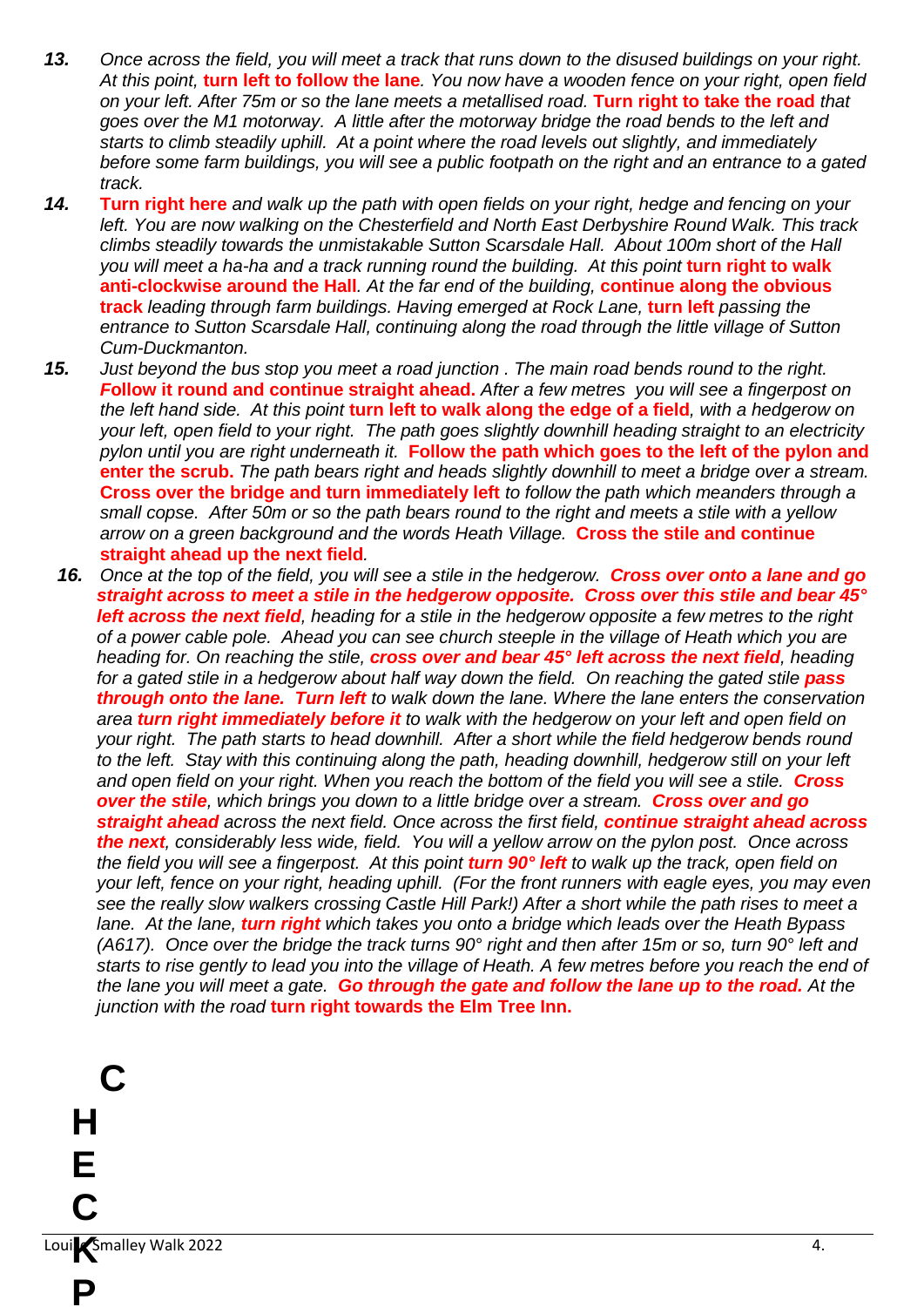13. *Once across the field, you will meet a track that runs down to the disused buildings on your right. At this point,* **turn left to follow the lane***. You now have a wooden fence on your right, open field on your left. After 75m or so the lane meets a metallised road.* **Turn right to take the road** *that goes over the M1 motorway. A little after the motorway bridge the road bends to the left and starts to climb steadily uphill. At a point where the road levels out slightly, and immediately before some farm buildings, you will see a public footpath on the right and an entrance to a gated track.*

14. **Turn right here** *and walk up the path with open fields on your right, hedge and fencing on your left. You are now walking on the Chesterfield and North East Derbyshire Round Walk. This track climbs steadily towards the unmistakable Sutton Scarsdale Hall. About 100m short of the Hall you will meet a ha-ha and a track running round the building. At this point* **turn right to walk anti-clockwise around the Hall***. At the far end of the building,* **continue along the obvious track** *leading through farm buildings. Having emerged at Rock Lane,* **turn left** *passing the entrance to Sutton Scarsdale Hall, continuing along the road through the little village of Sutton Cum-Duckmanton.*

15. *Just beyond the bus stop you meet a road junction . The main road bends round to the right.* ***Follow it round and continue straight ahead.*** *After a few metres you will see a fingerpost on the left hand side. At this point* **turn left to walk along the edge of a field***, with a hedgerow on your left, open field to your right. The path goes slightly downhill heading straight to an electricity pylon until you are right underneath it.* **Follow the path which goes to the left of the pylon and enter the scrub.** *The path bears right and heads slightly downhill to meet a bridge over a stream.* **Cross over the bridge and turn immediately left** *to follow the path which meanders through a small copse. After 50m or so the path bears round to the right and meets a stile with a yellow arrow on a green background and the words Heath Village.* **Cross the stile and continue straight ahead up the next field***.*

16. *Once at the top of the field, you will see a stile in the hedgerow.* ***Cross over onto a lane and go straight across to meet a stile in the hedgerow opposite. Cross over this stile and bear 45° left across the next field****, heading for a stile in the hedgerow opposite a few metres to the right of a power cable pole. Ahead you can see church steeple in the village of Heath which you are heading for. On reaching the stile,* ***cross over and bear 45° left across the next field****, heading for a gated stile in a hedgerow about half way down the field. On reaching the gated stile* ***pass through onto the lane. Turn left*** *to walk down the lane. Where the lane enters the conservation area* ***turn right immediately before it*** *to walk with the hedgerow on your left and open field on your right. The path starts to head downhill. After a short while the field hedgerow bends round to the left. Stay with this continuing along the path, heading downhill, hedgerow still on your left and open field on your right. When you reach the bottom of the field you will see a stile.* ***Cross over the stile****, which brings you down to a little bridge over a stream.* ***Cross over and go straight ahead*** *across the next field. Once across the first field,* ***continue straight ahead across the next****, considerably less wide, field. You will a yellow arrow on the pylon post. Once across the field you will see a fingerpost. At this point* ***turn 90° left*** *to walk up the track, open field on your left, fence on your right, heading uphill. (For the front runners with eagle eyes, you may even see the really slow walkers crossing Castle Hill Park!) After a short while the path rises to meet a lane. At the lane,* ***turn right*** *which takes you onto a bridge which leads over the Heath Bypass (A617). Once over the bridge the track turns 90° right and then after 15m or so, turn 90° left and starts to rise gently to lead you into the village of Heath. A few metres before you reach the end of the lane you will meet a gate.* ***Go through the gate and follow the lane up to the road.*** *At the junction with the road* **turn right towards the Elm Tree Inn.**

**C**
**H**
**E**
**C**
**K**
**P**